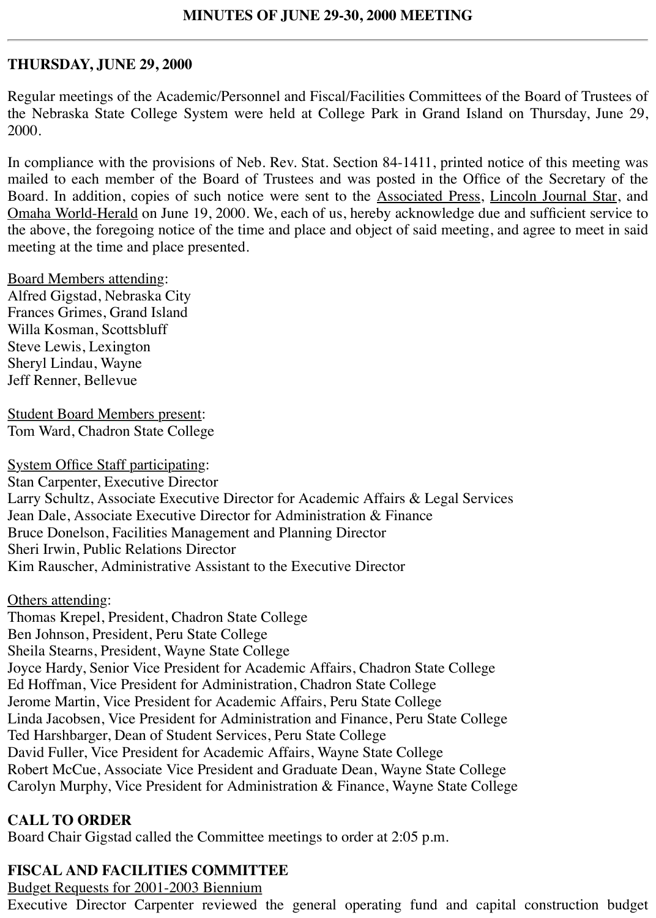# MINUTES OF JUNE 29-30, 2000 MEETING

---

## THURSDAY, JUNE 29, 2000

Regular meetings of the Academic/Personnel and Fiscal/Facilities Committees of the Board of Trustees of the Nebraska State College System were held at College Park in Grand Island on Thursday, June 29, 2000.

In compliance with the provisions of Neb. Rev. Stat. Section 84-1411, printed notice of this meeting was mailed to each member of the Board of Trustees and was posted in the Office of the Secretary of the Board. In addition, copies of such notice were sent to the Associated Press, Lincoln Journal Star, and Omaha World-Herald on June 19, 2000. We, each of us, hereby acknowledge due and sufficient service to the above, the foregoing notice of the time and place and object of said meeting, and agree to meet in said meeting at the time and place presented.

Board Members attending:
Alfred Gigstad, Nebraska City
Frances Grimes, Grand Island
Willa Kosman, Scottsbluff
Steve Lewis, Lexington
Sheryl Lindau, Wayne
Jeff Renner, Bellevue

Student Board Members present:
Tom Ward, Chadron State College

System Office Staff participating:
Stan Carpenter, Executive Director
Larry Schultz, Associate Executive Director for Academic Affairs & Legal Services
Jean Dale, Associate Executive Director for Administration & Finance
Bruce Donelson, Facilities Management and Planning Director
Sheri Irwin, Public Relations Director
Kim Rauscher, Administrative Assistant to the Executive Director

Others attending:
Thomas Krepel, President, Chadron State College
Ben Johnson, President, Peru State College
Sheila Stearns, President, Wayne State College
Joyce Hardy, Senior Vice President for Academic Affairs, Chadron State College
Ed Hoffman, Vice President for Administration, Chadron State College
Jerome Martin, Vice President for Academic Affairs, Peru State College
Linda Jacobsen, Vice President for Administration and Finance, Peru State College
Ted Harshbarger, Dean of Student Services, Peru State College
David Fuller, Vice President for Academic Affairs, Wayne State College
Robert McCue, Associate Vice President and Graduate Dean, Wayne State College
Carolyn Murphy, Vice President for Administration & Finance, Wayne State College

**CALL TO ORDER**
Board Chair Gigstad called the Committee meetings to order at 2:05 p.m.

**FISCAL AND FACILITIES COMMITTEE**
Budget Requests for 2001-2003 Biennium
Executive Director Carpenter reviewed the general operating fund and capital construction budget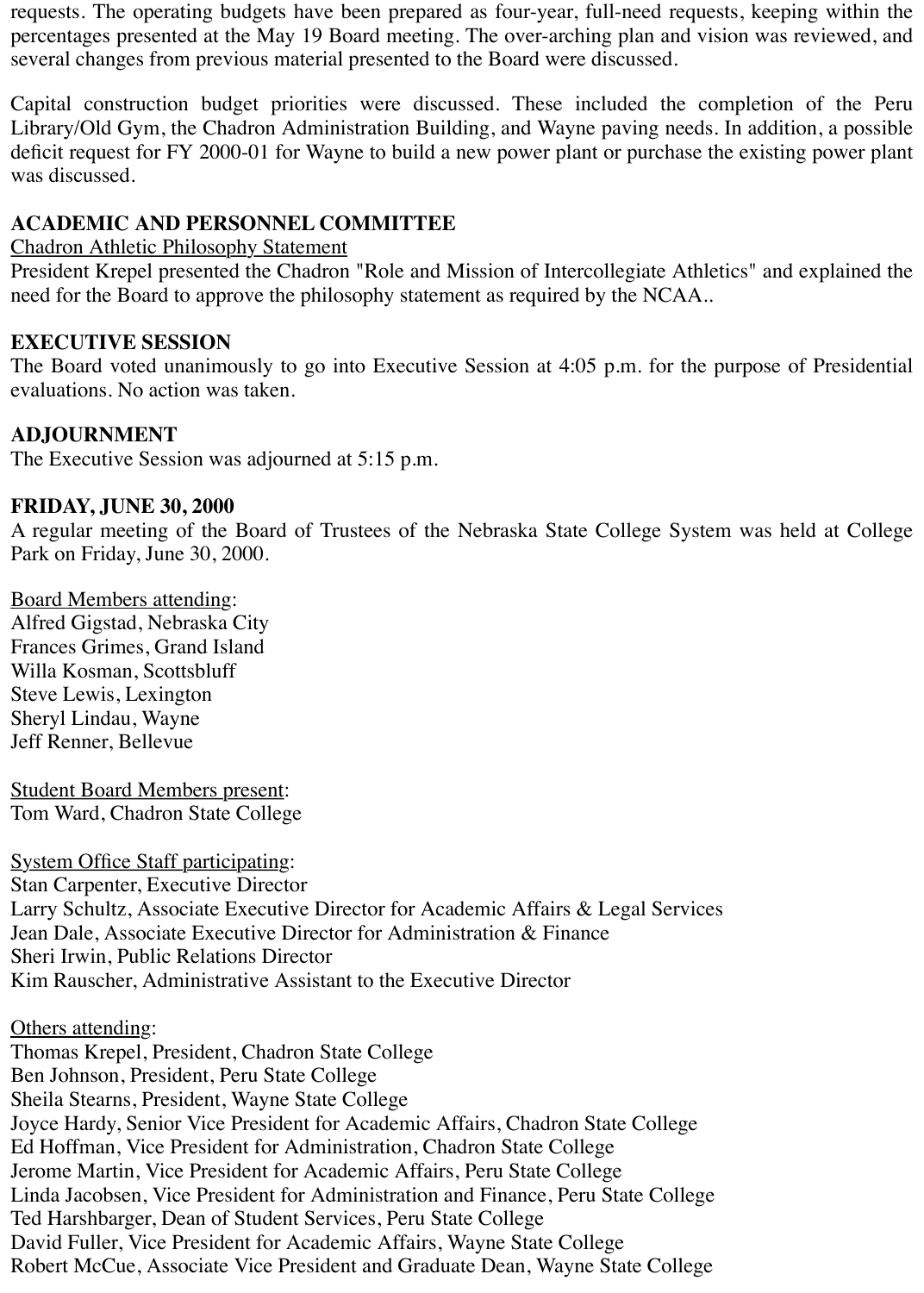requests. The operating budgets have been prepared as four-year, full-need requests, keeping within the percentages presented at the May 19 Board meeting. The over-arching plan and vision was reviewed, and several changes from previous material presented to the Board were discussed.

Capital construction budget priorities were discussed. These included the completion of the Peru Library/Old Gym, the Chadron Administration Building, and Wayne paving needs. In addition, a possible deficit request for FY 2000-01 for Wayne to build a new power plant or purchase the existing power plant was discussed.

**ACADEMIC AND PERSONNEL COMMITTEE**

Chadron Athletic Philosophy Statement

President Krepel presented the Chadron "Role and Mission of Intercollegiate Athletics" and explained the need for the Board to approve the philosophy statement as required by the NCAA..

**EXECUTIVE SESSION**

The Board voted unanimously to go into Executive Session at 4:05 p.m. for the purpose of Presidential evaluations. No action was taken.

**ADJOURNMENT**

The Executive Session was adjourned at 5:15 p.m.

**FRIDAY, JUNE 30, 2000**

A regular meeting of the Board of Trustees of the Nebraska State College System was held at College Park on Friday, June 30, 2000.

Board Members attending:
Alfred Gigstad, Nebraska City
Frances Grimes, Grand Island
Willa Kosman, Scottsbluff
Steve Lewis, Lexington
Sheryl Lindau, Wayne
Jeff Renner, Bellevue

Student Board Members present:
Tom Ward, Chadron State College

System Office Staff participating:
Stan Carpenter, Executive Director
Larry Schultz, Associate Executive Director for Academic Affairs & Legal Services
Jean Dale, Associate Executive Director for Administration & Finance
Sheri Irwin, Public Relations Director
Kim Rauscher, Administrative Assistant to the Executive Director

Others attending:
Thomas Krepel, President, Chadron State College
Ben Johnson, President, Peru State College
Sheila Stearns, President, Wayne State College
Joyce Hardy, Senior Vice President for Academic Affairs, Chadron State College
Ed Hoffman, Vice President for Administration, Chadron State College
Jerome Martin, Vice President for Academic Affairs, Peru State College
Linda Jacobsen, Vice President for Administration and Finance, Peru State College
Ted Harshbarger, Dean of Student Services, Peru State College
David Fuller, Vice President for Academic Affairs, Wayne State College
Robert McCue, Associate Vice President and Graduate Dean, Wayne State College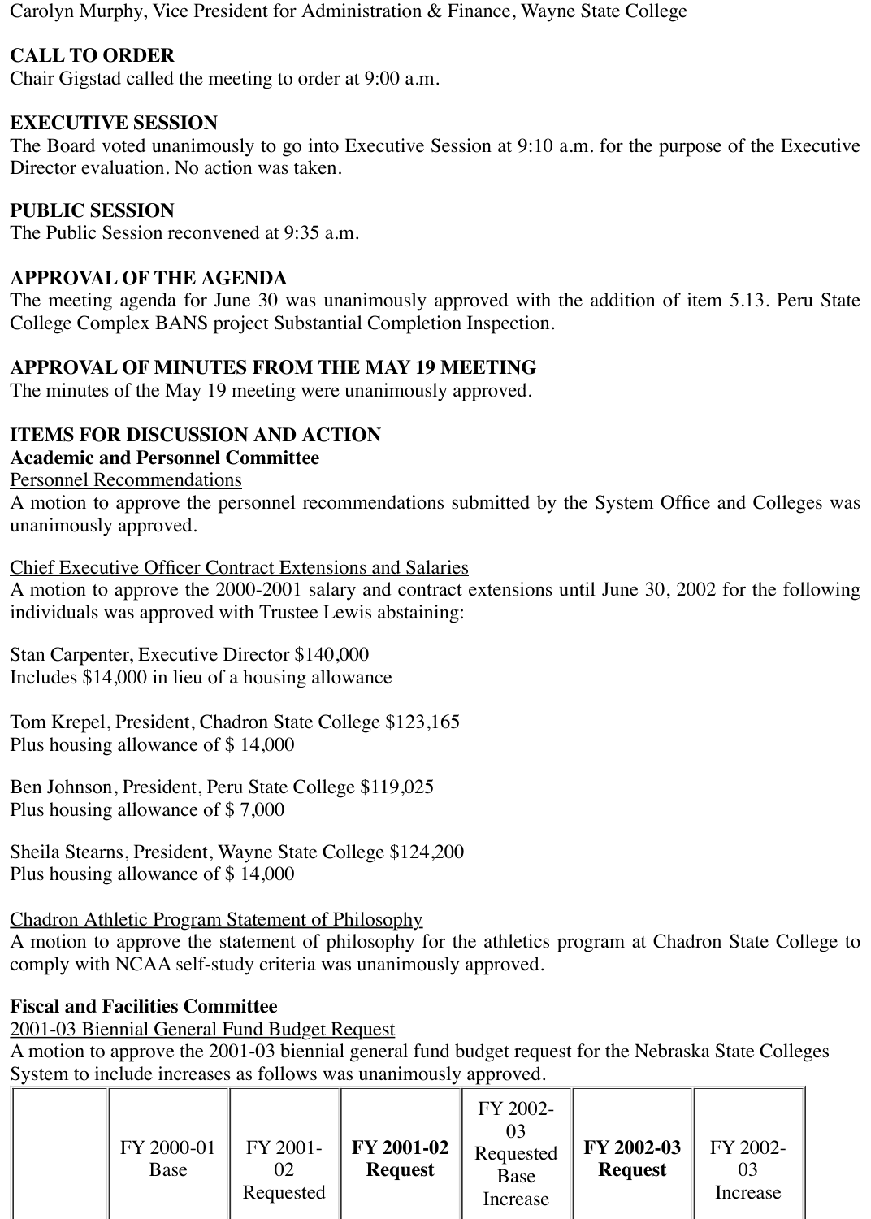Carolyn Murphy, Vice President for Administration & Finance, Wayne State College

**CALL TO ORDER**
Chair Gigstad called the meeting to order at 9:00 a.m.

**EXECUTIVE SESSION**
The Board voted unanimously to go into Executive Session at 9:10 a.m. for the purpose of the Executive Director evaluation. No action was taken.

**PUBLIC SESSION**
The Public Session reconvened at 9:35 a.m.

**APPROVAL OF THE AGENDA**
The meeting agenda for June 30 was unanimously approved with the addition of item 5.13. Peru State College Complex BANS project Substantial Completion Inspection.

**APPROVAL OF MINUTES FROM THE MAY 19 MEETING**
The minutes of the May 19 meeting were unanimously approved.

**ITEMS FOR DISCUSSION AND ACTION**
**Academic and Personnel Committee**
Personnel Recommendations
A motion to approve the personnel recommendations submitted by the System Office and Colleges was unanimously approved.

Chief Executive Officer Contract Extensions and Salaries
A motion to approve the 2000-2001 salary and contract extensions until June 30, 2002 for the following individuals was approved with Trustee Lewis abstaining:

Stan Carpenter, Executive Director $140,000
Includes $14,000 in lieu of a housing allowance

Tom Krepel, President, Chadron State College $123,165
Plus housing allowance of $ 14,000

Ben Johnson, President, Peru State College $119,025
Plus housing allowance of $ 7,000

Sheila Stearns, President, Wayne State College $124,200
Plus housing allowance of $ 14,000

Chadron Athletic Program Statement of Philosophy
A motion to approve the statement of philosophy for the athletics program at Chadron State College to comply with NCAA self-study criteria was unanimously approved.

**Fiscal and Facilities Committee**
2001-03 Biennial General Fund Budget Request
A motion to approve the 2001-03 biennial general fund budget request for the Nebraska State Colleges System to include increases as follows was unanimously approved.

| | FY 2000-01 Base | FY 2001-02 Requested | **FY 2001-02 Request** | FY 2002-03 Requested Base Increase | **FY 2002-03 Request** | FY 2002-03 Increase |
|---|---|---|---|---|---|---|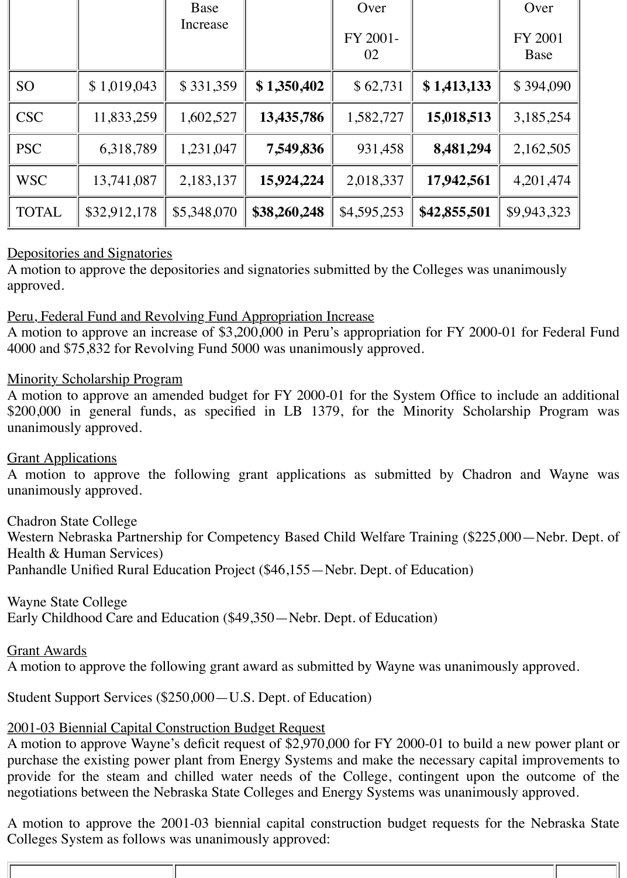| | | Base Increase | | Over FY 2001-02 | | Over FY 2001 Base |
|---|---|---|---|---|---|---|
| SO | $ 1,019,043 | $ 331,359 | **$ 1,350,402** | $ 62,731 | **$ 1,413,133** | $ 394,090 |
| CSC | 11,833,259 | 1,602,527 | **13,435,786** | 1,582,727 | **15,018,513** | 3,185,254 |
| PSC | 6,318,789 | 1,231,047 | **7,549,836** | 931,458 | **8,481,294** | 2,162,505 |
| WSC | 13,741,087 | 2,183,137 | **15,924,224** | 2,018,337 | **17,942,561** | 4,201,474 |
| TOTAL | $32,912,178 | $5,348,070 | **$38,260,248** | $4,595,253 | **$42,855,501** | $9,943,323 |

Depositories and Signatories
A motion to approve the depositories and signatories submitted by the Colleges was unanimously approved.

Peru, Federal Fund and Revolving Fund Appropriation Increase
A motion to approve an increase of $3,200,000 in Peru's appropriation for FY 2000-01 for Federal Fund 4000 and $75,832 for Revolving Fund 5000 was unanimously approved.

Minority Scholarship Program
A motion to approve an amended budget for FY 2000-01 for the System Office to include an additional $200,000 in general funds, as specified in LB 1379, for the Minority Scholarship Program was unanimously approved.

Grant Applications
A motion to approve the following grant applications as submitted by Chadron and Wayne was unanimously approved.

Chadron State College
Western Nebraska Partnership for Competency Based Child Welfare Training ($225,000—Nebr. Dept. of Health & Human Services)
Panhandle Unified Rural Education Project ($46,155—Nebr. Dept. of Education)

Wayne State College
Early Childhood Care and Education ($49,350—Nebr. Dept. of Education)

Grant Awards
A motion to approve the following grant award as submitted by Wayne was unanimously approved.

Student Support Services ($250,000—U.S. Dept. of Education)

2001-03 Biennial Capital Construction Budget Request
A motion to approve Wayne's deficit request of $2,970,000 for FY 2000-01 to build a new power plant or purchase the existing power plant from Energy Systems and make the necessary capital improvements to provide for the steam and chilled water needs of the College, contingent upon the outcome of the negotiations between the Nebraska State Colleges and Energy Systems was unanimously approved.

A motion to approve the 2001-03 biennial capital construction budget requests for the Nebraska State Colleges System as follows was unanimously approved: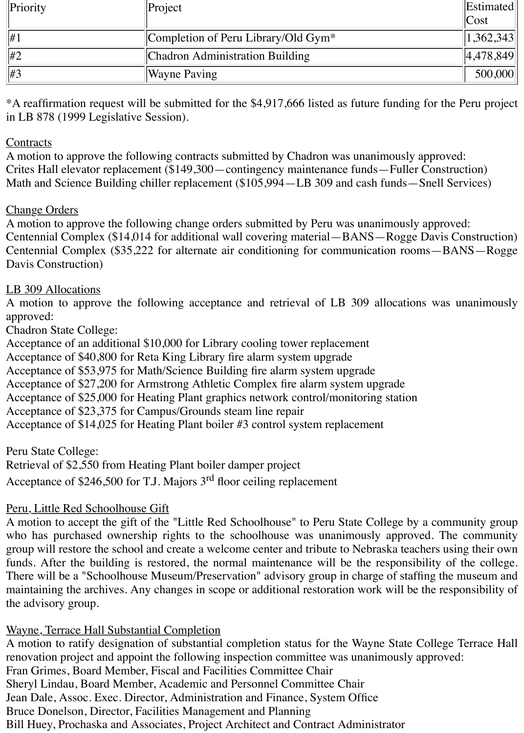| Priority | Project | Estimated Cost |
|---|---|---|
| #1 | Completion of Peru Library/Old Gym* | 1,362,343 |
| #2 | Chadron Administration Building | 4,478,849 |
| #3 | Wayne Paving | 500,000 |

*A reaffirmation request will be submitted for the $4,917,666 listed as future funding for the Peru project in LB 878 (1999 Legislative Session).

Contracts

A motion to approve the following contracts submitted by Chadron was unanimously approved:
Crites Hall elevator replacement ($149,300—contingency maintenance funds—Fuller Construction)
Math and Science Building chiller replacement ($105,994—LB 309 and cash funds—Snell Services)

Change Orders

A motion to approve the following change orders submitted by Peru was unanimously approved:
Centennial Complex ($14,014 for additional wall covering material—BANS—Rogge Davis Construction)
Centennial Complex ($35,222 for alternate air conditioning for communication rooms—BANS—Rogge Davis Construction)

LB 309 Allocations

A motion to approve the following acceptance and retrieval of LB 309 allocations was unanimously approved:
Chadron State College:
Acceptance of an additional $10,000 for Library cooling tower replacement
Acceptance of $40,800 for Reta King Library fire alarm system upgrade
Acceptance of $53,975 for Math/Science Building fire alarm system upgrade
Acceptance of $27,200 for Armstrong Athletic Complex fire alarm system upgrade
Acceptance of $25,000 for Heating Plant graphics network control/monitoring station
Acceptance of $23,375 for Campus/Grounds steam line repair
Acceptance of $14,025 for Heating Plant boiler #3 control system replacement

Peru State College:
Retrieval of $2,550 from Heating Plant boiler damper project
Acceptance of $246,500 for T.J. Majors 3rd floor ceiling replacement

Peru, Little Red Schoolhouse Gift

A motion to accept the gift of the "Little Red Schoolhouse" to Peru State College by a community group who has purchased ownership rights to the schoolhouse was unanimously approved. The community group will restore the school and create a welcome center and tribute to Nebraska teachers using their own funds. After the building is restored, the normal maintenance will be the responsibility of the college. There will be a "Schoolhouse Museum/Preservation" advisory group in charge of staffing the museum and maintaining the archives. Any changes in scope or additional restoration work will be the responsibility of the advisory group.

Wayne, Terrace Hall Substantial Completion

A motion to ratify designation of substantial completion status for the Wayne State College Terrace Hall renovation project and appoint the following inspection committee was unanimously approved:
Fran Grimes, Board Member, Fiscal and Facilities Committee Chair
Sheryl Lindau, Board Member, Academic and Personnel Committee Chair
Jean Dale, Assoc. Exec. Director, Administration and Finance, System Office
Bruce Donelson, Director, Facilities Management and Planning
Bill Huey, Prochaska and Associates, Project Architect and Contract Administrator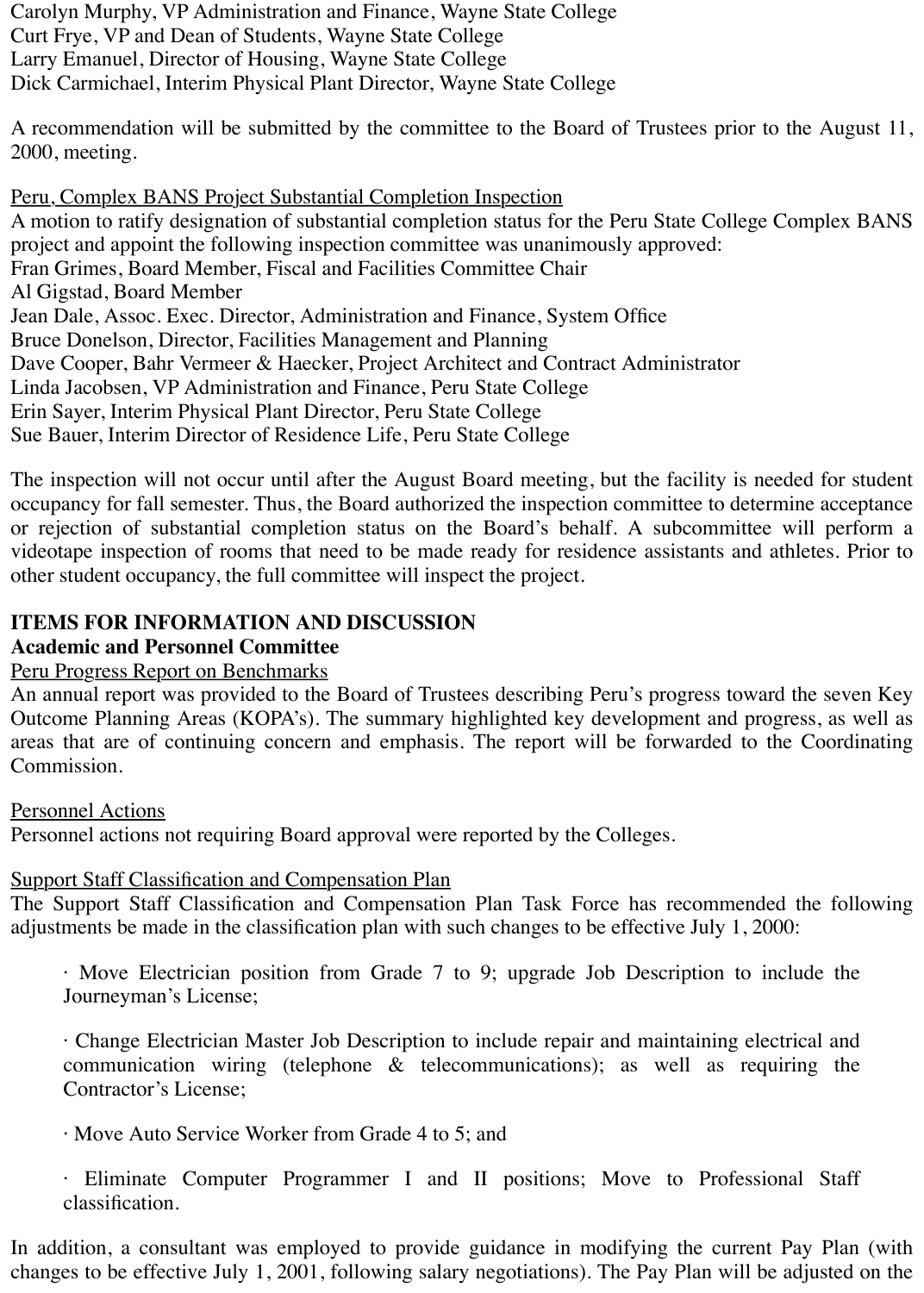Carolyn Murphy, VP Administration and Finance, Wayne State College
Curt Frye, VP and Dean of Students, Wayne State College
Larry Emanuel, Director of Housing, Wayne State College
Dick Carmichael, Interim Physical Plant Director, Wayne State College

A recommendation will be submitted by the committee to the Board of Trustees prior to the August 11, 2000, meeting.

Peru, Complex BANS Project Substantial Completion Inspection
A motion to ratify designation of substantial completion status for the Peru State College Complex BANS project and appoint the following inspection committee was unanimously approved:
Fran Grimes, Board Member, Fiscal and Facilities Committee Chair
Al Gigstad, Board Member
Jean Dale, Assoc. Exec. Director, Administration and Finance, System Office
Bruce Donelson, Director, Facilities Management and Planning
Dave Cooper, Bahr Vermeer & Haecker, Project Architect and Contract Administrator
Linda Jacobsen, VP Administration and Finance, Peru State College
Erin Sayer, Interim Physical Plant Director, Peru State College
Sue Bauer, Interim Director of Residence Life, Peru State College

The inspection will not occur until after the August Board meeting, but the facility is needed for student occupancy for fall semester. Thus, the Board authorized the inspection committee to determine acceptance or rejection of substantial completion status on the Board's behalf. A subcommittee will perform a videotape inspection of rooms that need to be made ready for residence assistants and athletes. Prior to other student occupancy, the full committee will inspect the project.

**ITEMS FOR INFORMATION AND DISCUSSION**
**Academic and Personnel Committee**
Peru Progress Report on Benchmarks
An annual report was provided to the Board of Trustees describing Peru's progress toward the seven Key Outcome Planning Areas (KOPA's). The summary highlighted key development and progress, as well as areas that are of continuing concern and emphasis. The report will be forwarded to the Coordinating Commission.

Personnel Actions
Personnel actions not requiring Board approval were reported by the Colleges.

Support Staff Classification and Compensation Plan
The Support Staff Classification and Compensation Plan Task Force has recommended the following adjustments be made in the classification plan with such changes to be effective July 1, 2000:

- Move Electrician position from Grade 7 to 9; upgrade Job Description to include the Journeyman's License;
- Change Electrician Master Job Description to include repair and maintaining electrical and communication wiring (telephone & telecommunications); as well as requiring the Contractor's License;
- Move Auto Service Worker from Grade 4 to 5; and
- Eliminate Computer Programmer I and II positions; Move to Professional Staff classification.

In addition, a consultant was employed to provide guidance in modifying the current Pay Plan (with changes to be effective July 1, 2001, following salary negotiations). The Pay Plan will be adjusted on the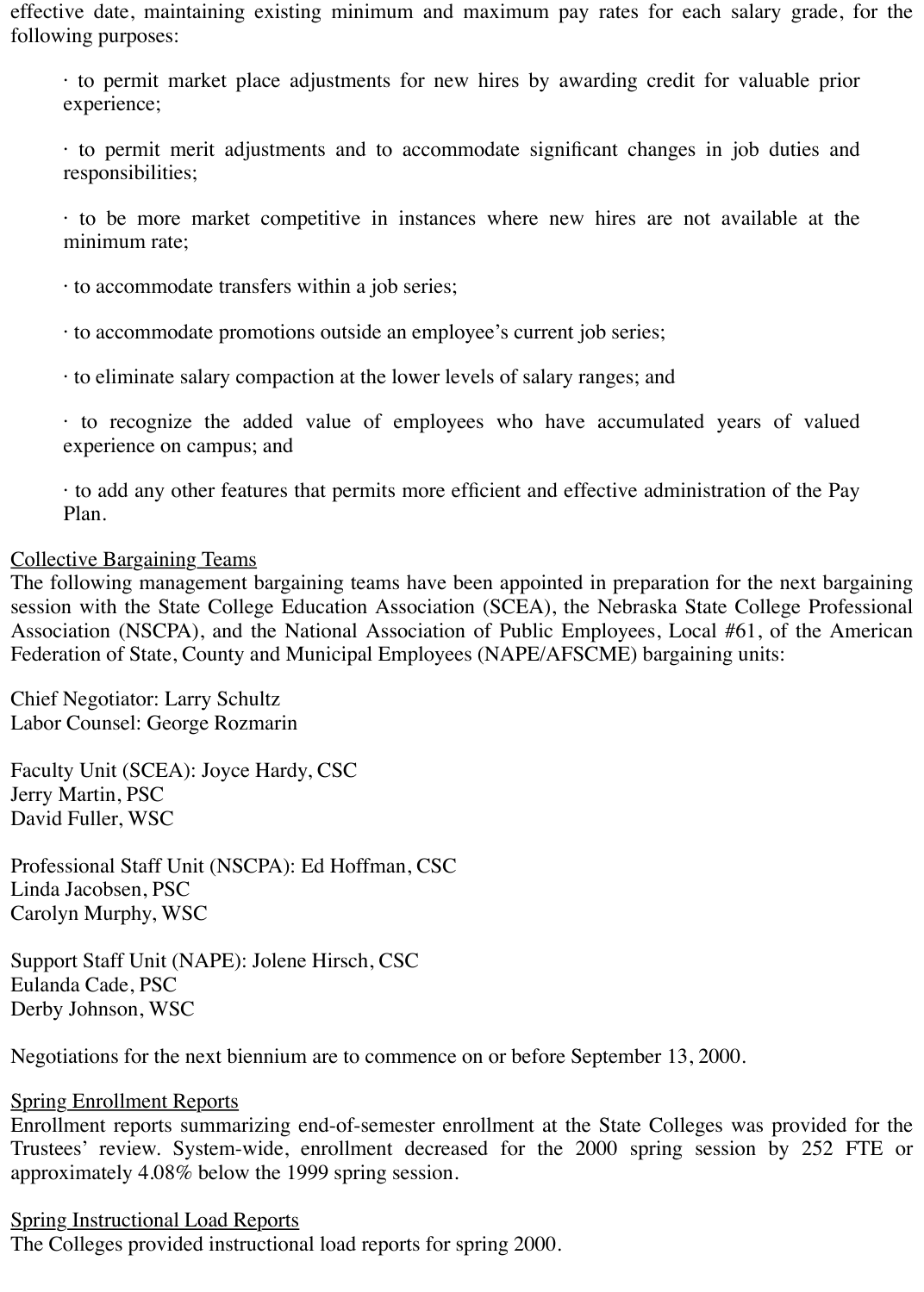effective date, maintaining existing minimum and maximum pay rates for each salary grade, for the following purposes:

· to permit market place adjustments for new hires by awarding credit for valuable prior experience;

· to permit merit adjustments and to accommodate significant changes in job duties and responsibilities;

· to be more market competitive in instances where new hires are not available at the minimum rate;

· to accommodate transfers within a job series;

· to accommodate promotions outside an employee's current job series;

· to eliminate salary compaction at the lower levels of salary ranges; and

· to recognize the added value of employees who have accumulated years of valued experience on campus; and

· to add any other features that permits more efficient and effective administration of the Pay Plan.

<u>Collective Bargaining Teams</u>
The following management bargaining teams have been appointed in preparation for the next bargaining session with the State College Education Association (SCEA), the Nebraska State College Professional Association (NSCPA), and the National Association of Public Employees, Local #61, of the American Federation of State, County and Municipal Employees (NAPE/AFSCME) bargaining units:

Chief Negotiator: Larry Schultz
Labor Counsel: George Rozmarin

Faculty Unit (SCEA): Joyce Hardy, CSC
Jerry Martin, PSC
David Fuller, WSC

Professional Staff Unit (NSCPA): Ed Hoffman, CSC
Linda Jacobsen, PSC
Carolyn Murphy, WSC

Support Staff Unit (NAPE): Jolene Hirsch, CSC
Eulanda Cade, PSC
Derby Johnson, WSC

Negotiations for the next biennium are to commence on or before September 13, 2000.

<u>Spring Enrollment Reports</u>
Enrollment reports summarizing end-of-semester enrollment at the State Colleges was provided for the Trustees' review. System-wide, enrollment decreased for the 2000 spring session by 252 FTE or approximately 4.08% below the 1999 spring session.

<u>Spring Instructional Load Reports</u>
The Colleges provided instructional load reports for spring 2000.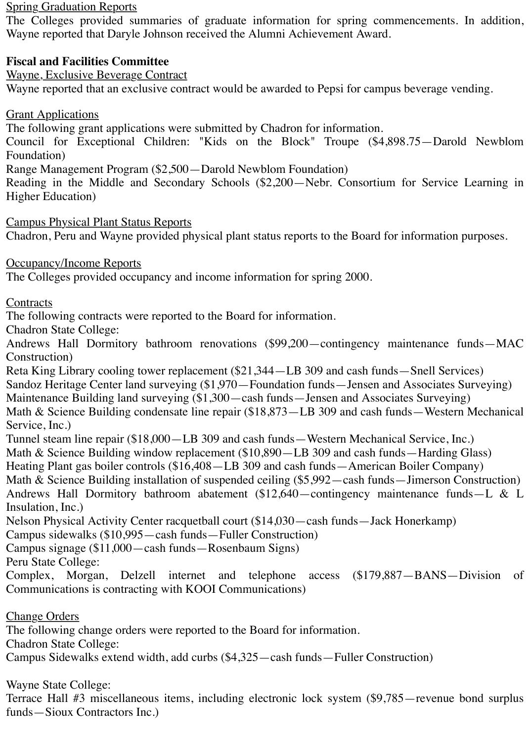Spring Graduation Reports

The Colleges provided summaries of graduate information for spring commencements. In addition, Wayne reported that Daryle Johnson received the Alumni Achievement Award.

**Fiscal and Facilities Committee**

Wayne, Exclusive Beverage Contract

Wayne reported that an exclusive contract would be awarded to Pepsi for campus beverage vending.

Grant Applications

The following grant applications were submitted by Chadron for information.

Council for Exceptional Children: "Kids on the Block" Troupe ($4,898.75—Darold Newblom Foundation)

Range Management Program ($2,500—Darold Newblom Foundation)

Reading in the Middle and Secondary Schools ($2,200—Nebr. Consortium for Service Learning in Higher Education)

Campus Physical Plant Status Reports

Chadron, Peru and Wayne provided physical plant status reports to the Board for information purposes.

Occupancy/Income Reports

The Colleges provided occupancy and income information for spring 2000.

Contracts

The following contracts were reported to the Board for information.

Chadron State College:

Andrews Hall Dormitory bathroom renovations ($99,200—contingency maintenance funds—MAC Construction)

Reta King Library cooling tower replacement ($21,344—LB 309 and cash funds—Snell Services)

Sandoz Heritage Center land surveying ($1,970—Foundation funds—Jensen and Associates Surveying)

Maintenance Building land surveying ($1,300—cash funds—Jensen and Associates Surveying)

Math & Science Building condensate line repair ($18,873—LB 309 and cash funds—Western Mechanical Service, Inc.)

Tunnel steam line repair ($18,000—LB 309 and cash funds—Western Mechanical Service, Inc.)

Math & Science Building window replacement ($10,890—LB 309 and cash funds—Harding Glass)

Heating Plant gas boiler controls ($16,408—LB 309 and cash funds—American Boiler Company)

Math & Science Building installation of suspended ceiling ($5,992—cash funds—Jimerson Construction)

Andrews Hall Dormitory bathroom abatement ($12,640—contingency maintenance funds—L & L Insulation, Inc.)

Nelson Physical Activity Center racquetball court ($14,030—cash funds—Jack Honerkamp)

Campus sidewalks ($10,995—cash funds—Fuller Construction)

Campus signage ($11,000—cash funds—Rosenbaum Signs)

Peru State College:

Complex, Morgan, Delzell internet and telephone access ($179,887—BANS—Division of Communications is contracting with KOOI Communications)

Change Orders

The following change orders were reported to the Board for information.

Chadron State College:

Campus Sidewalks extend width, add curbs ($4,325—cash funds—Fuller Construction)

Wayne State College:

Terrace Hall #3 miscellaneous items, including electronic lock system ($9,785—revenue bond surplus funds—Sioux Contractors Inc.)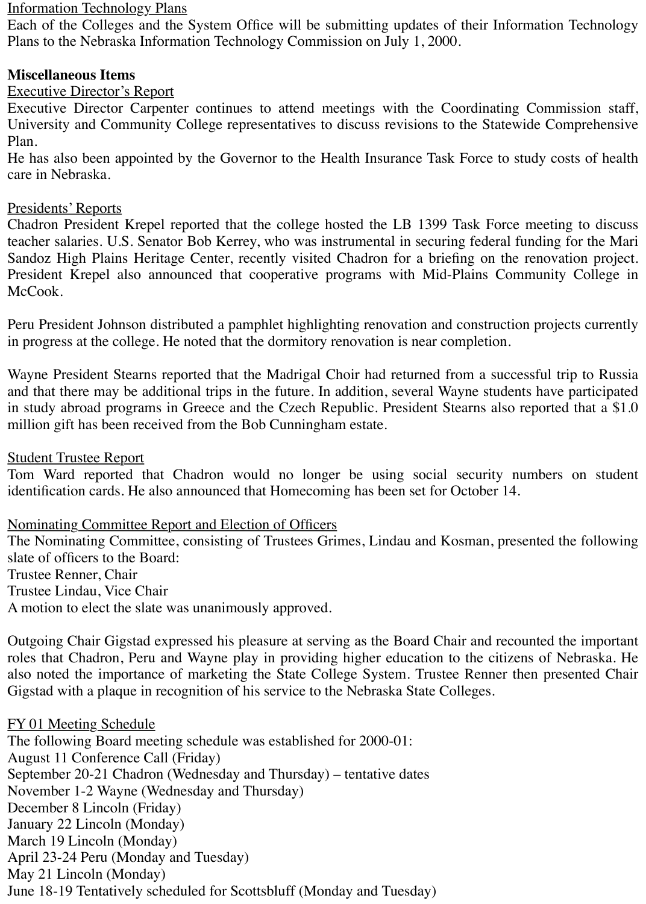Information Technology Plans

Each of the Colleges and the System Office will be submitting updates of their Information Technology Plans to the Nebraska Information Technology Commission on July 1, 2000.

**Miscellaneous Items**

Executive Director's Report

Executive Director Carpenter continues to attend meetings with the Coordinating Commission staff, University and Community College representatives to discuss revisions to the Statewide Comprehensive Plan.

He has also been appointed by the Governor to the Health Insurance Task Force to study costs of health care in Nebraska.

Presidents' Reports

Chadron President Krepel reported that the college hosted the LB 1399 Task Force meeting to discuss teacher salaries. U.S. Senator Bob Kerrey, who was instrumental in securing federal funding for the Mari Sandoz High Plains Heritage Center, recently visited Chadron for a briefing on the renovation project. President Krepel also announced that cooperative programs with Mid-Plains Community College in McCook.

Peru President Johnson distributed a pamphlet highlighting renovation and construction projects currently in progress at the college. He noted that the dormitory renovation is near completion.

Wayne President Stearns reported that the Madrigal Choir had returned from a successful trip to Russia and that there may be additional trips in the future. In addition, several Wayne students have participated in study abroad programs in Greece and the Czech Republic. President Stearns also reported that a $1.0 million gift has been received from the Bob Cunningham estate.

Student Trustee Report

Tom Ward reported that Chadron would no longer be using social security numbers on student identification cards. He also announced that Homecoming has been set for October 14.

Nominating Committee Report and Election of Officers

The Nominating Committee, consisting of Trustees Grimes, Lindau and Kosman, presented the following slate of officers to the Board:

Trustee Renner, Chair
Trustee Lindau, Vice Chair

A motion to elect the slate was unanimously approved.

Outgoing Chair Gigstad expressed his pleasure at serving as the Board Chair and recounted the important roles that Chadron, Peru and Wayne play in providing higher education to the citizens of Nebraska. He also noted the importance of marketing the State College System. Trustee Renner then presented Chair Gigstad with a plaque in recognition of his service to the Nebraska State Colleges.

FY 01 Meeting Schedule

The following Board meeting schedule was established for 2000-01:

August 11 Conference Call (Friday)
September 20-21 Chadron (Wednesday and Thursday) – tentative dates
November 1-2 Wayne (Wednesday and Thursday)
December 8 Lincoln (Friday)
January 22 Lincoln (Monday)
March 19 Lincoln (Monday)
April 23-24 Peru (Monday and Tuesday)
May 21 Lincoln (Monday)
June 18-19 Tentatively scheduled for Scottsbluff (Monday and Tuesday)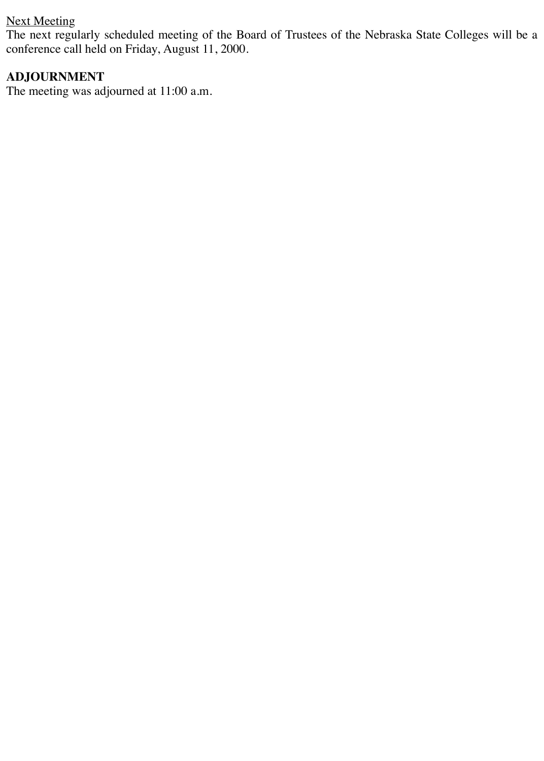<u>Next Meeting</u>
The next regularly scheduled meeting of the Board of Trustees of the Nebraska State Colleges will be a conference call held on Friday, August 11, 2000.

**ADJOURNMENT**
The meeting was adjourned at 11:00 a.m.